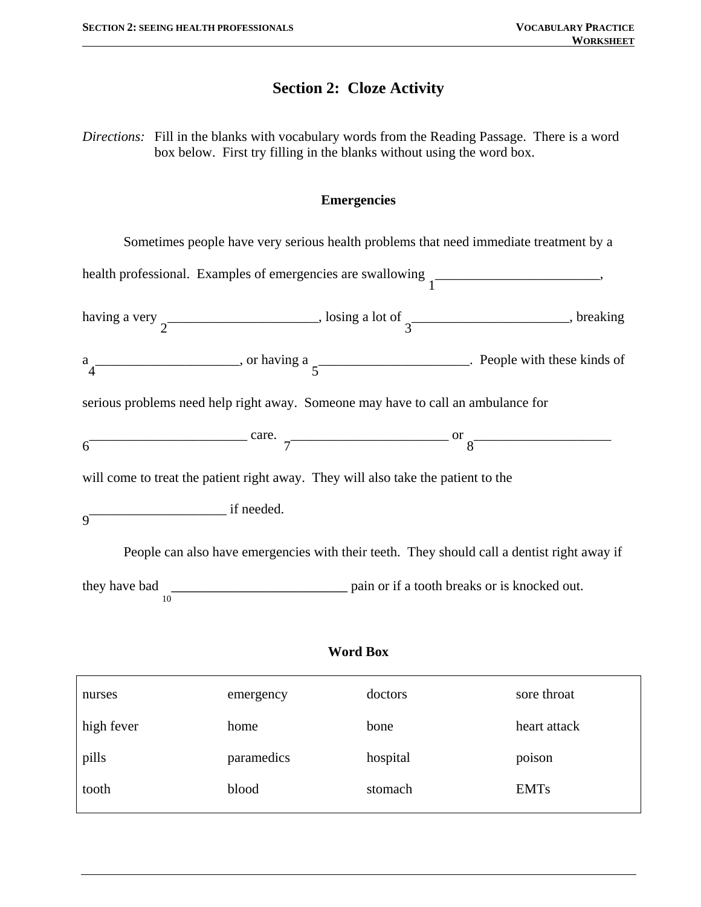# Section 2: Cloze Activity

*Directions:* Fill in the blanks with vocabulary words from the Reading Passage. There is a word box below. First try filling in the blanks without using the word box.

### Emergencies

Sometimes people have very serious health problems that need immediate treatment by a health professional. Examples of emergencies are swallowing ________________________ (1), having a very ______________________ (2), losing a lot of _______________________ (3), breaking a _____________________ (4), or having a ______________________ (5). People with these kinds of serious problems need help right away. Someone may have to call an ambulance for _______________________ (6) care. _______________________ (7) or ____________________ (8) will come to treat the patient right away. They will also take the patient to the ____________________ (9) if needed.

People can also have emergencies with their teeth. They should call a dentist right away if they have bad _________________________ (10) pain or if a tooth breaks or is knocked out.

### Word Box

| | | | |
|---|---|---|---|
| nurses | emergency | doctors | sore throat |
| high fever | home | bone | heart attack |
| pills | paramedics | hospital | poison |
| tooth | blood | stomach | EMTs |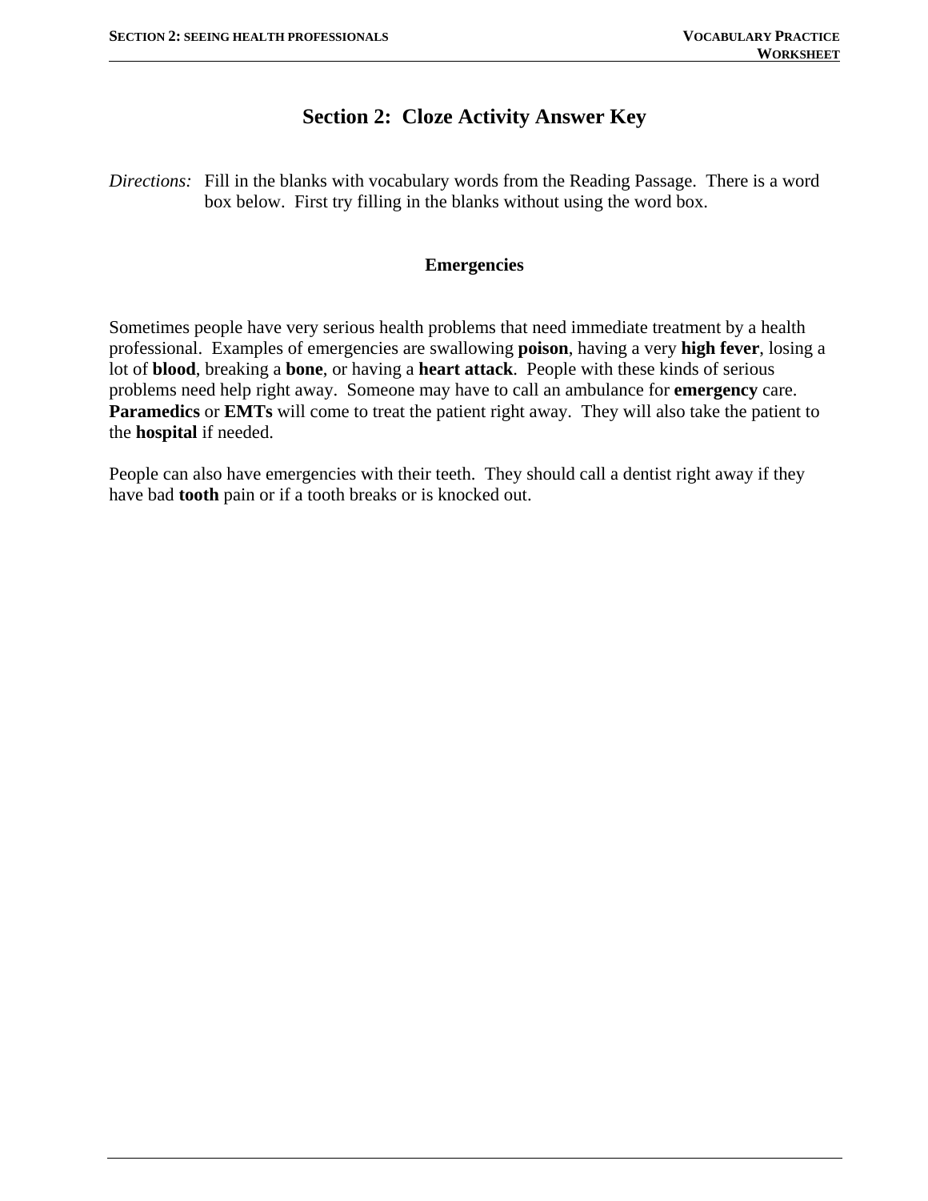## Section 2:  Cloze Activity Answer Key

*Directions:* Fill in the blanks with vocabulary words from the Reading Passage.  There is a word box below.  First try filling in the blanks without using the word box.

### Emergencies

Sometimes people have very serious health problems that need immediate treatment by a health professional.  Examples of emergencies are swallowing **poison**, having a very **high fever**, losing a lot of **blood**, breaking a **bone**, or having a **heart attack**.  People with these kinds of serious problems need help right away.  Someone may have to call an ambulance for **emergency** care. **Paramedics** or **EMTs** will come to treat the patient right away.  They will also take the patient to the **hospital** if needed.

People can also have emergencies with their teeth.  They should call a dentist right away if they have bad **tooth** pain or if a tooth breaks or is knocked out.